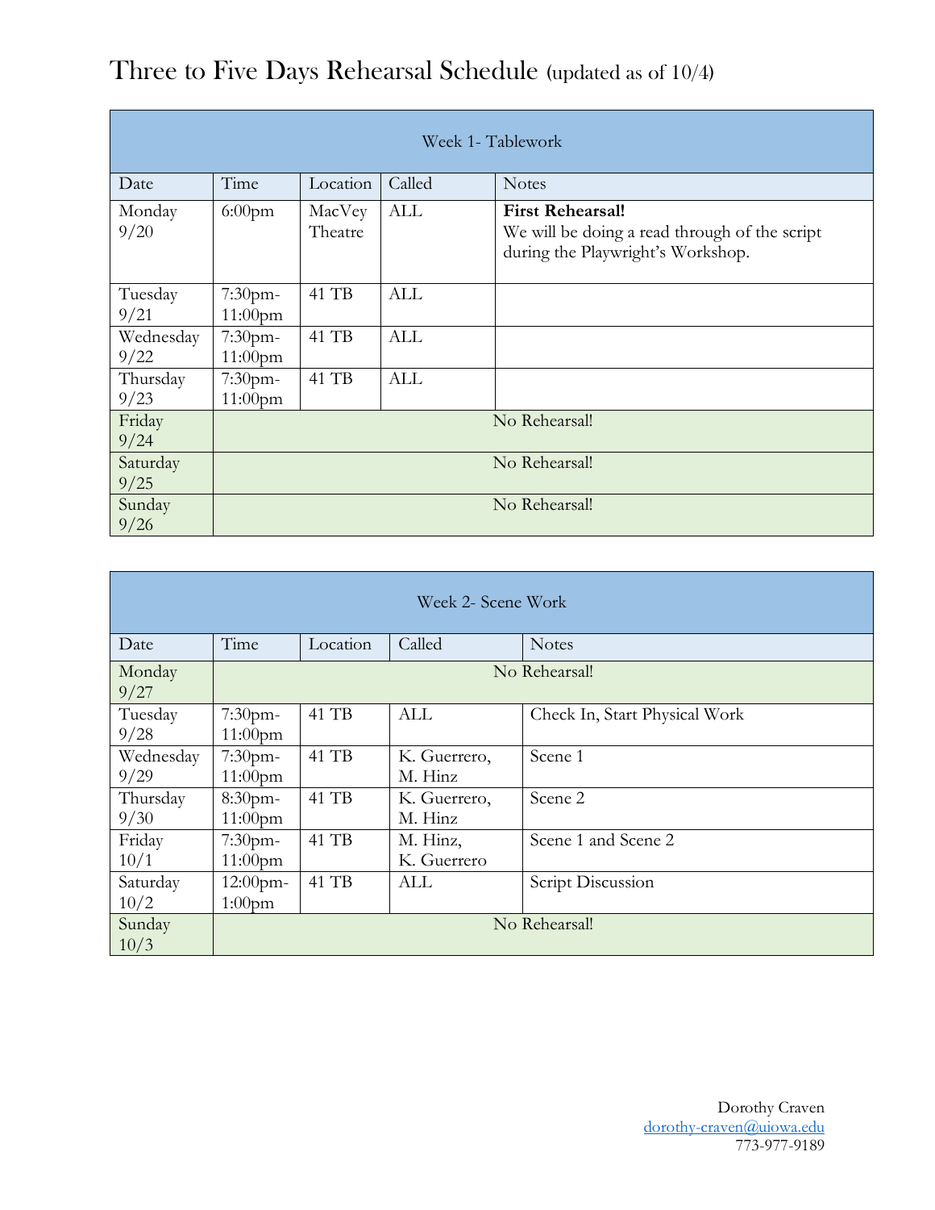# Three to Five Days Rehearsal Schedule (updated as of 10/4)

| Week 1- Tablework | | | | |
|---|---|---|---|---|
| Date | Time | Location | Called | Notes |
| Monday 9/20 | 6:00pm | MacVey Theatre | ALL | **First Rehearsal!** We will be doing a read through of the script during the Playwright's Workshop. |
| Tuesday 9/21 | 7:30pm-11:00pm | 41 TB | ALL | |
| Wednesday 9/22 | 7:30pm-11:00pm | 41 TB | ALL | |
| Thursday 9/23 | 7:30pm-11:00pm | 41 TB | ALL | |
| Friday 9/24 | No Rehearsal! | | | |
| Saturday 9/25 | No Rehearsal! | | | |
| Sunday 9/26 | No Rehearsal! | | | |

| Week 2- Scene Work | | | | |
|---|---|---|---|---|
| Date | Time | Location | Called | Notes |
| Monday 9/27 | No Rehearsal! | | | |
| Tuesday 9/28 | 7:30pm-11:00pm | 41 TB | ALL | Check In, Start Physical Work |
| Wednesday 9/29 | 7:30pm-11:00pm | 41 TB | K. Guerrero, M. Hinz | Scene 1 |
| Thursday 9/30 | 8:30pm-11:00pm | 41 TB | K. Guerrero, M. Hinz | Scene 2 |
| Friday 10/1 | 7:30pm-11:00pm | 41 TB | M. Hinz, K. Guerrero | Scene 1 and Scene 2 |
| Saturday 10/2 | 12:00pm-1:00pm | 41 TB | ALL | Script Discussion |
| Sunday 10/3 | No Rehearsal! | | | |

Dorothy Craven
dorothy-craven@uiowa.edu
773-977-9189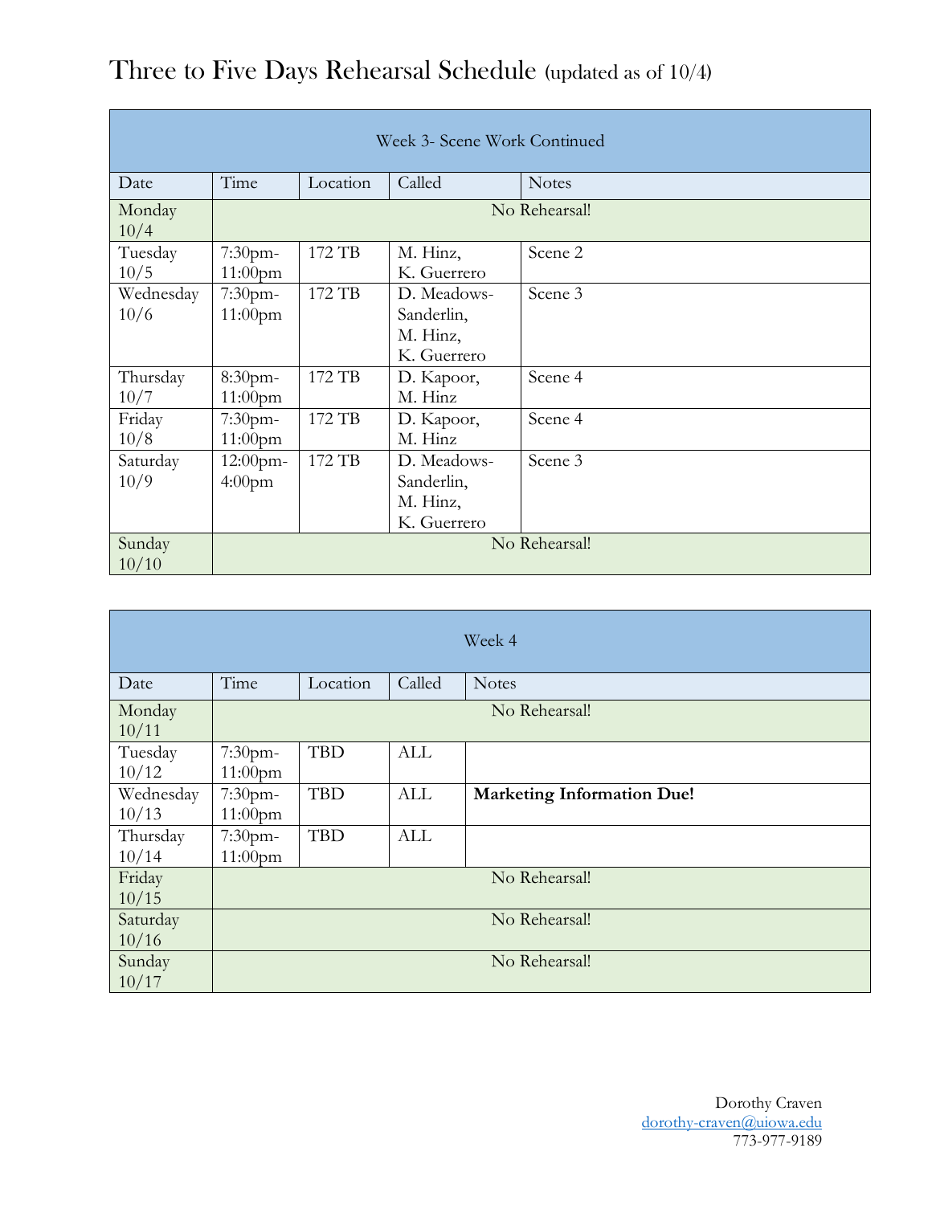# Three to Five Days Rehearsal Schedule (updated as of 10/4)

| Week 3- Scene Work Continued | | | | |
|---|---|---|---|---|
| Date | Time | Location | Called | Notes |
| Monday 10/4 | No Rehearsal! | | | |
| Tuesday 10/5 | 7:30pm-11:00pm | 172 TB | M. Hinz, K. Guerrero | Scene 2 |
| Wednesday 10/6 | 7:30pm-11:00pm | 172 TB | D. Meadows-Sanderlin, M. Hinz, K. Guerrero | Scene 3 |
| Thursday 10/7 | 8:30pm-11:00pm | 172 TB | D. Kapoor, M. Hinz | Scene 4 |
| Friday 10/8 | 7:30pm-11:00pm | 172 TB | D. Kapoor, M. Hinz | Scene 4 |
| Saturday 10/9 | 12:00pm-4:00pm | 172 TB | D. Meadows-Sanderlin, M. Hinz, K. Guerrero | Scene 3 |
| Sunday 10/10 | No Rehearsal! | | | |

| Week 4 | | | | |
|---|---|---|---|---|
| Date | Time | Location | Called | Notes |
| Monday 10/11 | No Rehearsal! | | | |
| Tuesday 10/12 | 7:30pm-11:00pm | TBD | ALL | |
| Wednesday 10/13 | 7:30pm-11:00pm | TBD | ALL | **Marketing Information Due!** |
| Thursday 10/14 | 7:30pm-11:00pm | TBD | ALL | |
| Friday 10/15 | No Rehearsal! | | | |
| Saturday 10/16 | No Rehearsal! | | | |
| Sunday 10/17 | No Rehearsal! | | | |

Dorothy Craven
dorothy-craven@uiowa.edu
773-977-9189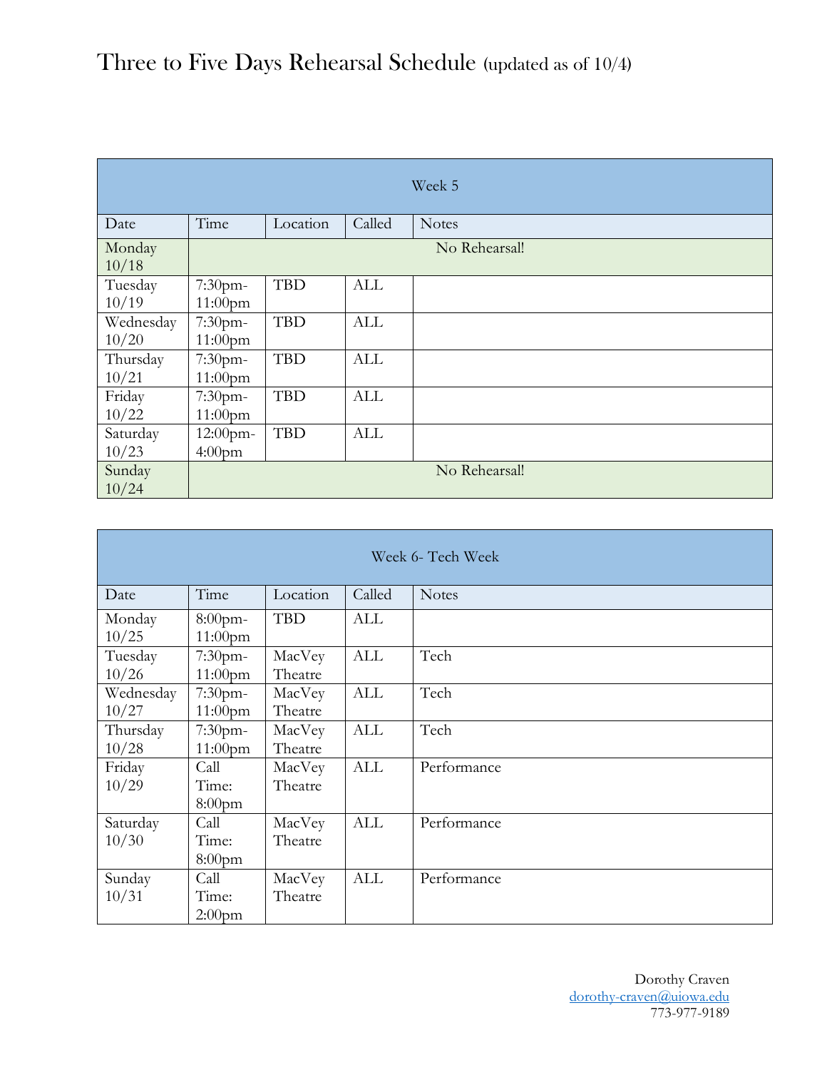# Three to Five Days Rehearsal Schedule (updated as of 10/4)

| Week 5 | | | | |
|---|---|---|---|---|
| Date | Time | Location | Called | Notes |
| Monday 10/18 | No Rehearsal! | | | |
| Tuesday 10/19 | 7:30pm-11:00pm | TBD | ALL | |
| Wednesday 10/20 | 7:30pm-11:00pm | TBD | ALL | |
| Thursday 10/21 | 7:30pm-11:00pm | TBD | ALL | |
| Friday 10/22 | 7:30pm-11:00pm | TBD | ALL | |
| Saturday 10/23 | 12:00pm-4:00pm | TBD | ALL | |
| Sunday 10/24 | No Rehearsal! | | | |

| Week 6- Tech Week | | | | |
|---|---|---|---|---|
| Date | Time | Location | Called | Notes |
| Monday 10/25 | 8:00pm-11:00pm | TBD | ALL | |
| Tuesday 10/26 | 7:30pm-11:00pm | MacVey Theatre | ALL | Tech |
| Wednesday 10/27 | 7:30pm-11:00pm | MacVey Theatre | ALL | Tech |
| Thursday 10/28 | 7:30pm-11:00pm | MacVey Theatre | ALL | Tech |
| Friday 10/29 | Call Time: 8:00pm | MacVey Theatre | ALL | Performance |
| Saturday 10/30 | Call Time: 8:00pm | MacVey Theatre | ALL | Performance |
| Sunday 10/31 | Call Time: 2:00pm | MacVey Theatre | ALL | Performance |

Dorothy Craven
dorothy-craven@uiowa.edu
773-977-9189